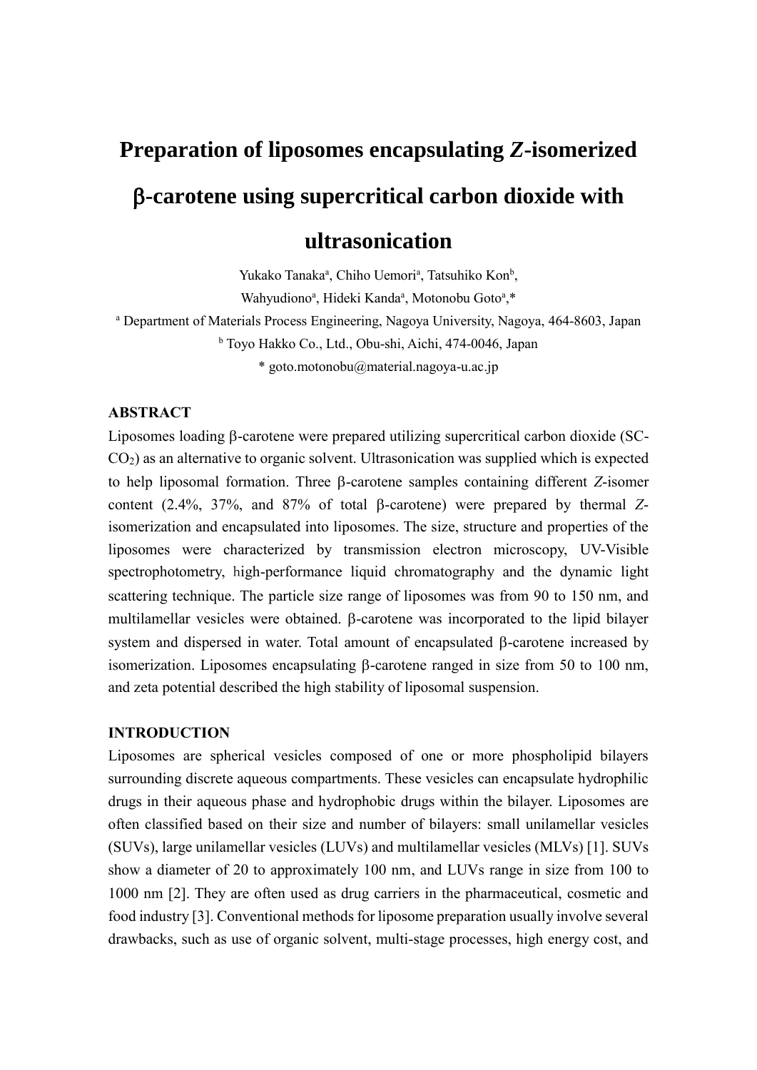# Preparation of liposomes encapsulating *Z*-isomerized β-carotene using supercritical carbon dioxide with ultrasonication

Yukako Tanaka[a], Chiho Uemori[a], Tatsuhiko Kon[b], Wahyudiono[a], Hideki Kanda[a], Motonobu Goto[a],*

[a] Department of Materials Process Engineering, Nagoya University, Nagoya, 464-8603, Japan

[b] Toyo Hakko Co., Ltd., Obu-shi, Aichi, 474-0046, Japan

\* goto.motonobu@material.nagoya-u.ac.jp

## ABSTRACT

Liposomes loading β-carotene were prepared utilizing supercritical carbon dioxide (SC-$CO_2$) as an alternative to organic solvent. Ultrasonication was supplied which is expected to help liposomal formation. Three β-carotene samples containing different *Z*-isomer content (2.4%, 37%, and 87% of total β-carotene) were prepared by thermal *Z*-isomerization and encapsulated into liposomes. The size, structure and properties of the liposomes were characterized by transmission electron microscopy, UV-Visible spectrophotometry, high-performance liquid chromatography and the dynamic light scattering technique. The particle size range of liposomes was from 90 to 150 nm, and multilamellar vesicles were obtained. β-carotene was incorporated to the lipid bilayer system and dispersed in water. Total amount of encapsulated β-carotene increased by isomerization. Liposomes encapsulating β-carotene ranged in size from 50 to 100 nm, and zeta potential described the high stability of liposomal suspension.

## INTRODUCTION

Liposomes are spherical vesicles composed of one or more phospholipid bilayers surrounding discrete aqueous compartments. These vesicles can encapsulate hydrophilic drugs in their aqueous phase and hydrophobic drugs within the bilayer. Liposomes are often classified based on their size and number of bilayers: small unilamellar vesicles (SUVs), large unilamellar vesicles (LUVs) and multilamellar vesicles (MLVs) [1]. SUVs show a diameter of 20 to approximately 100 nm, and LUVs range in size from 100 to 1000 nm [2]. They are often used as drug carriers in the pharmaceutical, cosmetic and food industry [3]. Conventional methods for liposome preparation usually involve several drawbacks, such as use of organic solvent, multi-stage processes, high energy cost, and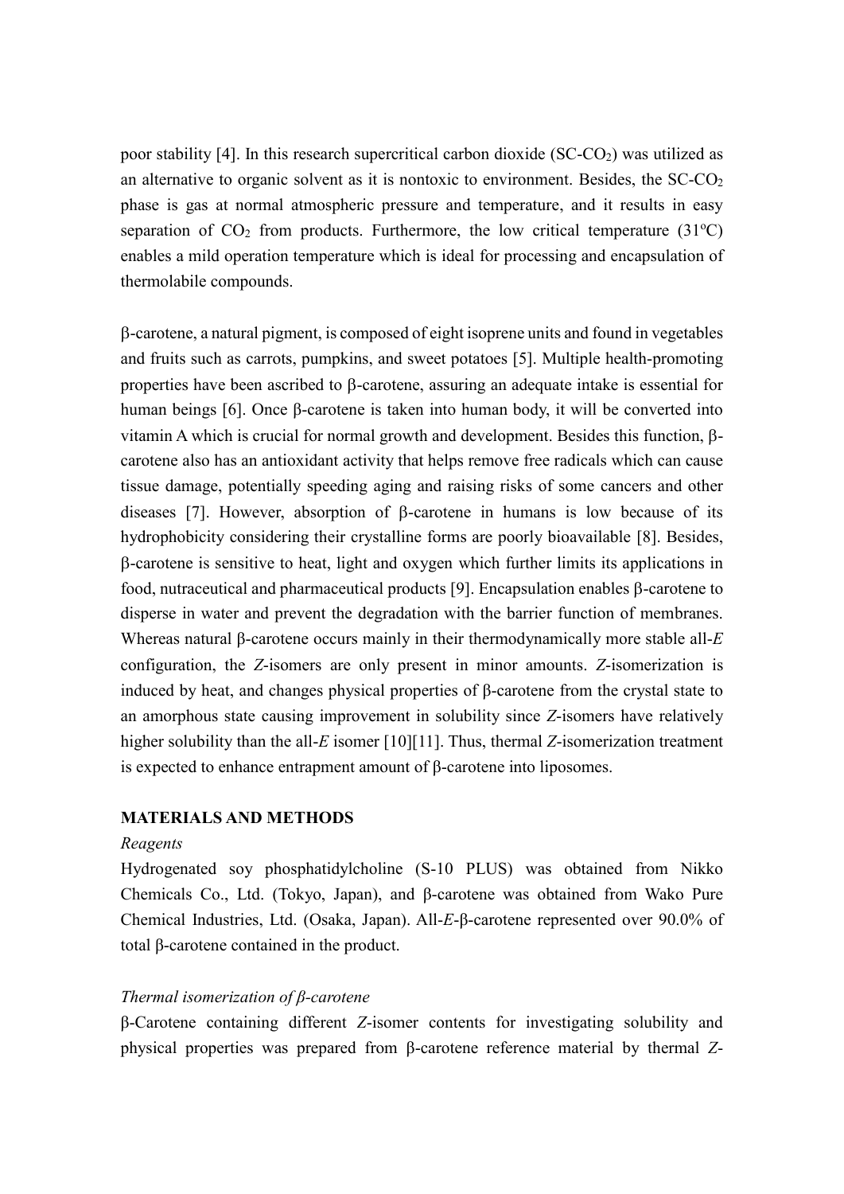poor stability [4]. In this research supercritical carbon dioxide (SC-$CO_2$) was utilized as an alternative to organic solvent as it is nontoxic to environment. Besides, the SC-$CO_2$ phase is gas at normal atmospheric pressure and temperature, and it results in easy separation of $CO_2$ from products. Furthermore, the low critical temperature (31°C) enables a mild operation temperature which is ideal for processing and encapsulation of thermolabile compounds.

β-carotene, a natural pigment, is composed of eight isoprene units and found in vegetables and fruits such as carrots, pumpkins, and sweet potatoes [5]. Multiple health-promoting properties have been ascribed to β-carotene, assuring an adequate intake is essential for human beings [6]. Once β-carotene is taken into human body, it will be converted into vitamin A which is crucial for normal growth and development. Besides this function, β-carotene also has an antioxidant activity that helps remove free radicals which can cause tissue damage, potentially speeding aging and raising risks of some cancers and other diseases [7]. However, absorption of β-carotene in humans is low because of its hydrophobicity considering their crystalline forms are poorly bioavailable [8]. Besides, β-carotene is sensitive to heat, light and oxygen which further limits its applications in food, nutraceutical and pharmaceutical products [9]. Encapsulation enables β-carotene to disperse in water and prevent the degradation with the barrier function of membranes. Whereas natural β-carotene occurs mainly in their thermodynamically more stable all-*E* configuration, the *Z*-isomers are only present in minor amounts. *Z*-isomerization is induced by heat, and changes physical properties of β-carotene from the crystal state to an amorphous state causing improvement in solubility since *Z*-isomers have relatively higher solubility than the all-*E* isomer [10][11]. Thus, thermal *Z*-isomerization treatment is expected to enhance entrapment amount of β-carotene into liposomes.

## MATERIALS AND METHODS

### *Reagents*

Hydrogenated soy phosphatidylcholine (S-10 PLUS) was obtained from Nikko Chemicals Co., Ltd. (Tokyo, Japan), and β-carotene was obtained from Wako Pure Chemical Industries, Ltd. (Osaka, Japan). All-*E*-β-carotene represented over 90.0% of total β-carotene contained in the product.

### *Thermal isomerization of β-carotene*

β-Carotene containing different *Z*-isomer contents for investigating solubility and physical properties was prepared from β-carotene reference material by thermal *Z*-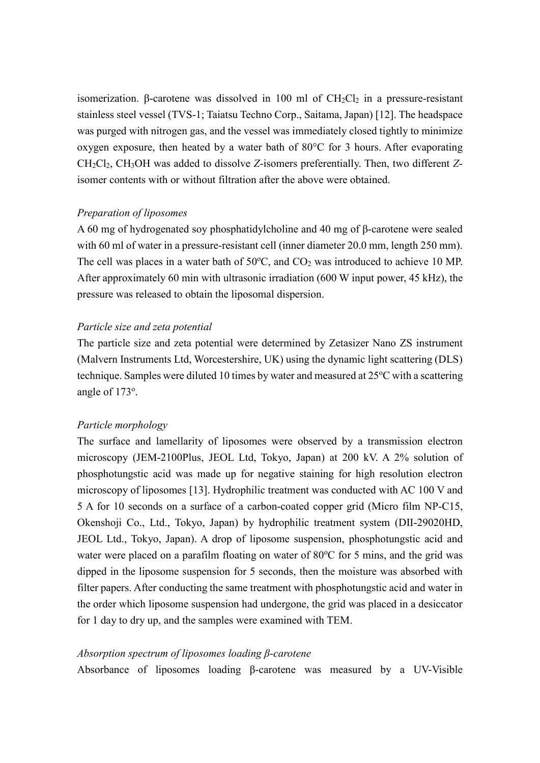isomerization. β-carotene was dissolved in 100 ml of $CH_2Cl_2$ in a pressure-resistant stainless steel vessel (TVS-1; Taiatsu Techno Corp., Saitama, Japan) [12]. The headspace was purged with nitrogen gas, and the vessel was immediately closed tightly to minimize oxygen exposure, then heated by a water bath of 80°C for 3 hours. After evaporating $CH_2Cl_2$, $CH_3OH$ was added to dissolve *Z*-isomers preferentially. Then, two different *Z*-isomer contents with or without filtration after the above were obtained.

### *Preparation of liposomes*

A 60 mg of hydrogenated soy phosphatidylcholine and 40 mg of β-carotene were sealed with 60 ml of water in a pressure-resistant cell (inner diameter 20.0 mm, length 250 mm). The cell was places in a water bath of 50°C, and $CO_2$ was introduced to achieve 10 MP. After approximately 60 min with ultrasonic irradiation (600 W input power, 45 kHz), the pressure was released to obtain the liposomal dispersion.

### *Particle size and zeta potential*

The particle size and zeta potential were determined by Zetasizer Nano ZS instrument (Malvern Instruments Ltd, Worcestershire, UK) using the dynamic light scattering (DLS) technique. Samples were diluted 10 times by water and measured at 25°C with a scattering angle of 173°.

### *Particle morphology*

The surface and lamellarity of liposomes were observed by a transmission electron microscopy (JEM-2100Plus, JEOL Ltd, Tokyo, Japan) at 200 kV. A 2% solution of phosphotungstic acid was made up for negative staining for high resolution electron microscopy of liposomes [13]. Hydrophilic treatment was conducted with AC 100 V and 5 A for 10 seconds on a surface of a carbon-coated copper grid (Micro film NP-C15, Okenshoji Co., Ltd., Tokyo, Japan) by hydrophilic treatment system (DII-29020HD, JEOL Ltd., Tokyo, Japan). A drop of liposome suspension, phosphotungstic acid and water were placed on a parafilm floating on water of 80°C for 5 mins, and the grid was dipped in the liposome suspension for 5 seconds, then the moisture was absorbed with filter papers. After conducting the same treatment with phosphotungstic acid and water in the order which liposome suspension had undergone, the grid was placed in a desiccator for 1 day to dry up, and the samples were examined with TEM.

### *Absorption spectrum of liposomes loading β-carotene*

Absorbance of liposomes loading β-carotene was measured by a UV-Visible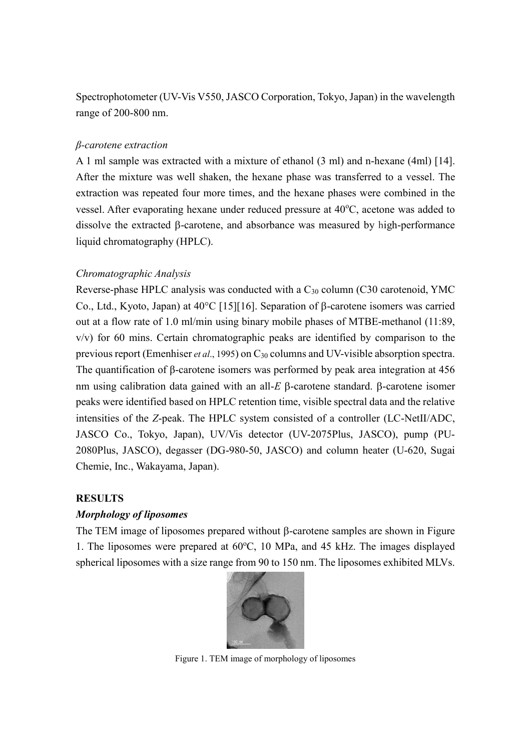Spectrophotometer (UV-Vis V550, JASCO Corporation, Tokyo, Japan) in the wavelength range of 200-800 nm.

### *β-carotene extraction*

A 1 ml sample was extracted with a mixture of ethanol (3 ml) and n-hexane (4ml) [14]. After the mixture was well shaken, the hexane phase was transferred to a vessel. The extraction was repeated four more times, and the hexane phases were combined in the vessel. After evaporating hexane under reduced pressure at 40°C, acetone was added to dissolve the extracted β-carotene, and absorbance was measured by high-performance liquid chromatography (HPLC).

### *Chromatographic Analysis*

Reverse-phase HPLC analysis was conducted with a $C_{30}$ column (C30 carotenoid, YMC Co., Ltd., Kyoto, Japan) at 40°C [15][16]. Separation of β-carotene isomers was carried out at a flow rate of 1.0 ml/min using binary mobile phases of MTBE-methanol (11:89, v/v) for 60 mins. Certain chromatographic peaks are identified by comparison to the previous report (Emenhiser *et al*., 1995) on $C_{30}$ columns and UV-visible absorption spectra. The quantification of β-carotene isomers was performed by peak area integration at 456 nm using calibration data gained with an all-*E* β-carotene standard. β-carotene isomer peaks were identified based on HPLC retention time, visible spectral data and the relative intensities of the *Z*-peak. The HPLC system consisted of a controller (LC-NetII/ADC, JASCO Co., Tokyo, Japan), UV/Vis detector (UV-2075Plus, JASCO), pump (PU-2080Plus, JASCO), degasser (DG-980-50, JASCO) and column heater (U-620, Sugai Chemie, Inc., Wakayama, Japan).

## RESULTS

### *Morphology of liposomes*

The TEM image of liposomes prepared without β-carotene samples are shown in Figure 1. The liposomes were prepared at 60°C, 10 MPa, and 45 kHz. The images displayed spherical liposomes with a size range from 90 to 150 nm. The liposomes exhibited MLVs.

Figure 1. TEM image of morphology of liposomes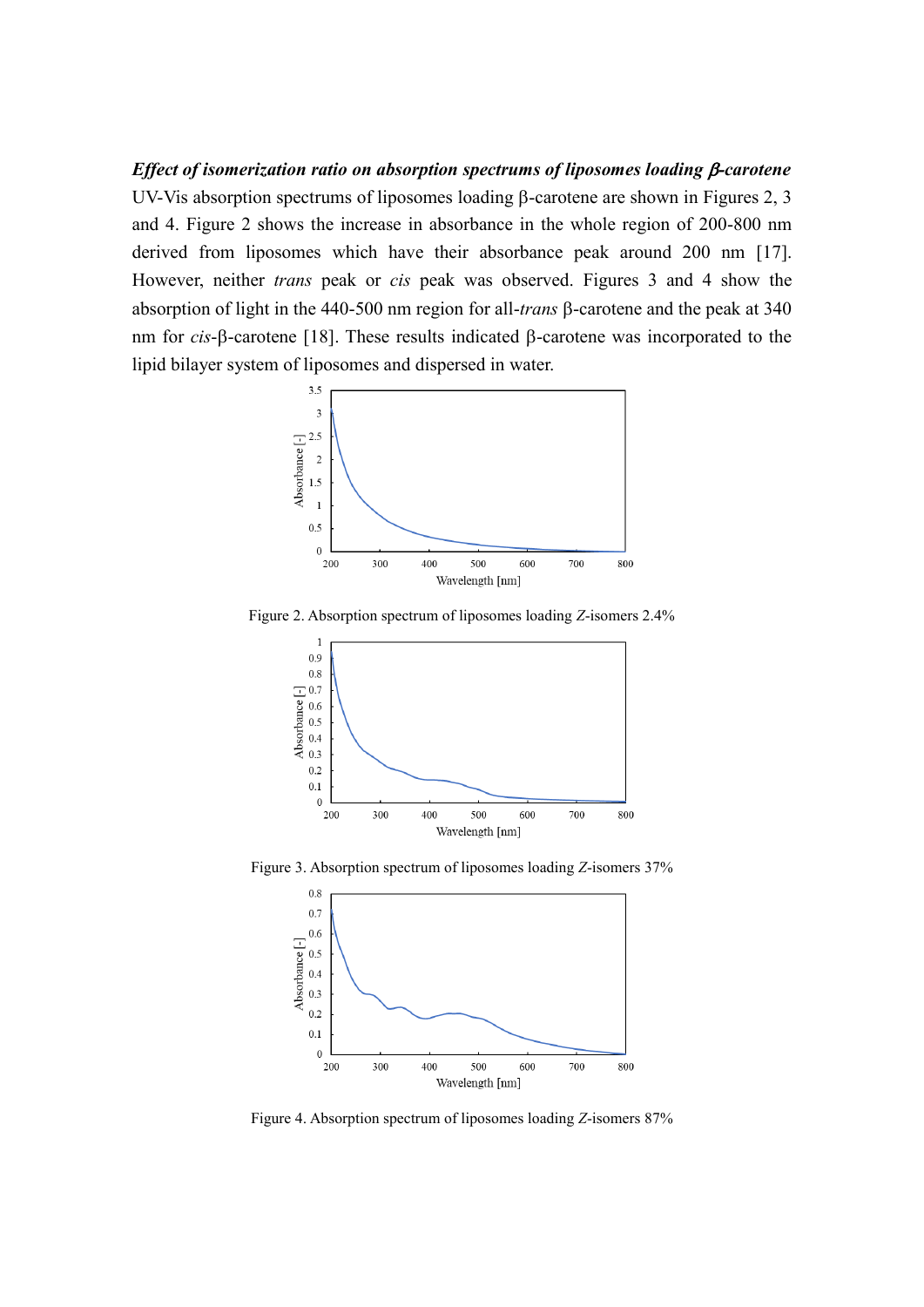***Effect of isomerization ratio on absorption spectrums of liposomes loading β-carotene***

UV-Vis absorption spectrums of liposomes loading β-carotene are shown in Figures 2, 3 and 4. Figure 2 shows the increase in absorbance in the whole region of 200-800 nm derived from liposomes which have their absorbance peak around 200 nm [17]. However, neither *trans* peak or *cis* peak was observed. Figures 3 and 4 show the absorption of light in the 440-500 nm region for all-*trans* β-carotene and the peak at 340 nm for *cis*-β-carotene [18]. These results indicated β-carotene was incorporated to the lipid bilayer system of liposomes and dispersed in water.

Figure 2. Absorption spectrum of liposomes loading *Z*-isomers 2.4%

Figure 3. Absorption spectrum of liposomes loading *Z*-isomers 37%

Figure 4. Absorption spectrum of liposomes loading *Z*-isomers 87%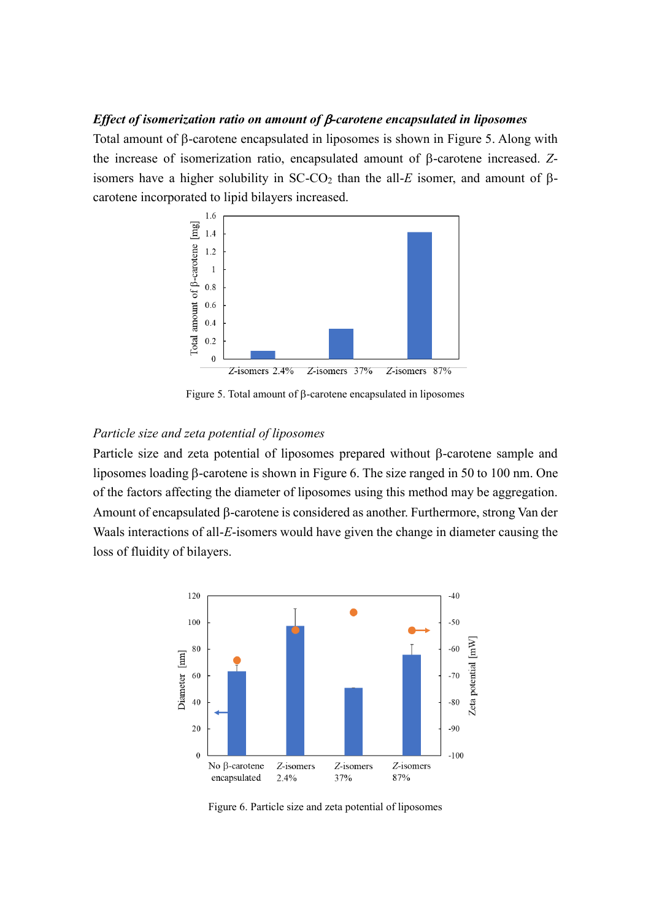### *Effect of isomerization ratio on amount of β-carotene encapsulated in liposomes*

Total amount of β-carotene encapsulated in liposomes is shown in Figure 5. Along with the increase of isomerization ratio, encapsulated amount of β-carotene increased. *Z*-isomers have a higher solubility in SC-$CO_2$ than the all-*E* isomer, and amount of β-carotene incorporated to lipid bilayers increased.

Figure 5. Total amount of β-carotene encapsulated in liposomes

### *Particle size and zeta potential of liposomes*

Particle size and zeta potential of liposomes prepared without β-carotene sample and liposomes loading β-carotene is shown in Figure 6. The size ranged in 50 to 100 nm. One of the factors affecting the diameter of liposomes using this method may be aggregation. Amount of encapsulated β-carotene is considered as another. Furthermore, strong Van der Waals interactions of all-*E*-isomers would have given the change in diameter causing the loss of fluidity of bilayers.

Figure 6. Particle size and zeta potential of liposomes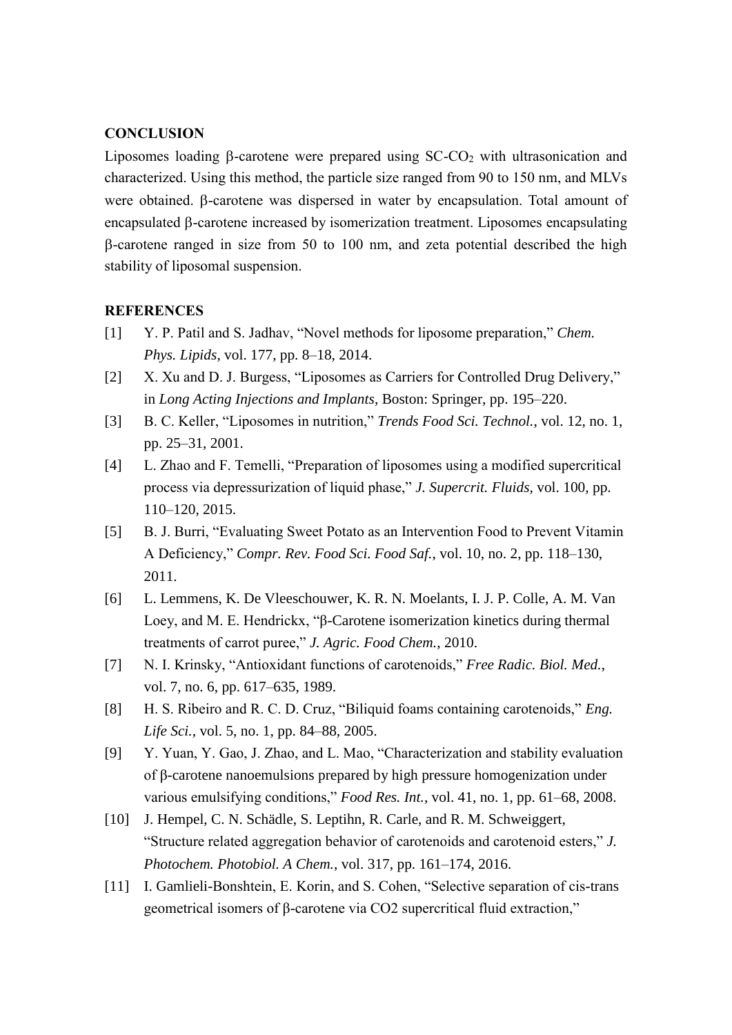## CONCLUSION

Liposomes loading β-carotene were prepared using SC-$CO_2$ with ultrasonication and characterized. Using this method, the particle size ranged from 90 to 150 nm, and MLVs were obtained. β-carotene was dispersed in water by encapsulation. Total amount of encapsulated β-carotene increased by isomerization treatment. Liposomes encapsulating β-carotene ranged in size from 50 to 100 nm, and zeta potential described the high stability of liposomal suspension.

## REFERENCES

[1] Y. P. Patil and S. Jadhav, "Novel methods for liposome preparation," *Chem. Phys. Lipids*, vol. 177, pp. 8–18, 2014.

[2] X. Xu and D. J. Burgess, "Liposomes as Carriers for Controlled Drug Delivery," in *Long Acting Injections and Implants*, Boston: Springer, pp. 195–220.

[3] B. C. Keller, "Liposomes in nutrition," *Trends Food Sci. Technol.*, vol. 12, no. 1, pp. 25–31, 2001.

[4] L. Zhao and F. Temelli, "Preparation of liposomes using a modified supercritical process via depressurization of liquid phase," *J. Supercrit. Fluids*, vol. 100, pp. 110–120, 2015.

[5] B. J. Burri, "Evaluating Sweet Potato as an Intervention Food to Prevent Vitamin A Deficiency," *Compr. Rev. Food Sci. Food Saf.*, vol. 10, no. 2, pp. 118–130, 2011.

[6] L. Lemmens, K. De Vleeschouwer, K. R. N. Moelants, I. J. P. Colle, A. M. Van Loey, and M. E. Hendrickx, "β-Carotene isomerization kinetics during thermal treatments of carrot puree," *J. Agric. Food Chem.*, 2010.

[7] N. I. Krinsky, "Antioxidant functions of carotenoids," *Free Radic. Biol. Med.*, vol. 7, no. 6, pp. 617–635, 1989.

[8] H. S. Ribeiro and R. C. D. Cruz, "Biliquid foams containing carotenoids," *Eng. Life Sci.*, vol. 5, no. 1, pp. 84–88, 2005.

[9] Y. Yuan, Y. Gao, J. Zhao, and L. Mao, "Characterization and stability evaluation of β-carotene nanoemulsions prepared by high pressure homogenization under various emulsifying conditions," *Food Res. Int.*, vol. 41, no. 1, pp. 61–68, 2008.

[10] J. Hempel, C. N. Schädle, S. Leptihn, R. Carle, and R. M. Schweiggert, "Structure related aggregation behavior of carotenoids and carotenoid esters," *J. Photochem. Photobiol. A Chem.*, vol. 317, pp. 161–174, 2016.

[11] I. Gamlieli-Bonshtein, E. Korin, and S. Cohen, "Selective separation of cis-trans geometrical isomers of β-carotene via CO2 supercritical fluid extraction,"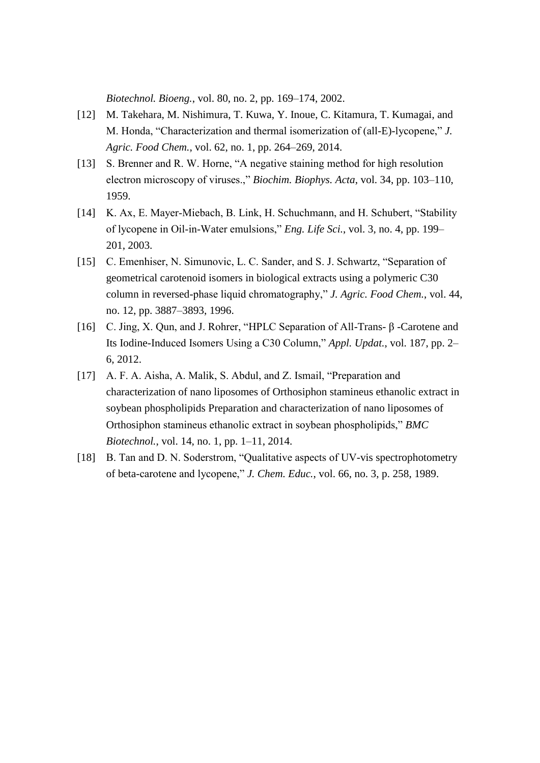*Biotechnol. Bioeng.*, vol. 80, no. 2, pp. 169–174, 2002.

[12] M. Takehara, M. Nishimura, T. Kuwa, Y. Inoue, C. Kitamura, T. Kumagai, and M. Honda, "Characterization and thermal isomerization of (all-E)-lycopene," *J. Agric. Food Chem.*, vol. 62, no. 1, pp. 264–269, 2014.

[13] S. Brenner and R. W. Horne, "A negative staining method for high resolution electron microscopy of viruses.," *Biochim. Biophys. Acta*, vol. 34, pp. 103–110, 1959.

[14] K. Ax, E. Mayer-Miebach, B. Link, H. Schuchmann, and H. Schubert, "Stability of lycopene in Oil-in-Water emulsions," *Eng. Life Sci.*, vol. 3, no. 4, pp. 199–201, 2003.

[15] C. Emenhiser, N. Simunovic, L. C. Sander, and S. J. Schwartz, "Separation of geometrical carotenoid isomers in biological extracts using a polymeric C30 column in reversed-phase liquid chromatography," *J. Agric. Food Chem.*, vol. 44, no. 12, pp. 3887–3893, 1996.

[16] C. Jing, X. Qun, and J. Rohrer, "HPLC Separation of All-Trans- β -Carotene and Its Iodine-Induced Isomers Using a C30 Column," *Appl. Updat.*, vol. 187, pp. 2–6, 2012.

[17] A. F. A. Aisha, A. Malik, S. Abdul, and Z. Ismail, "Preparation and characterization of nano liposomes of Orthosiphon stamineus ethanolic extract in soybean phospholipids Preparation and characterization of nano liposomes of Orthosiphon stamineus ethanolic extract in soybean phospholipids," *BMC Biotechnol.*, vol. 14, no. 1, pp. 1–11, 2014.

[18] B. Tan and D. N. Soderstrom, "Qualitative aspects of UV-vis spectrophotometry of beta-carotene and lycopene," *J. Chem. Educ.*, vol. 66, no. 3, p. 258, 1989.